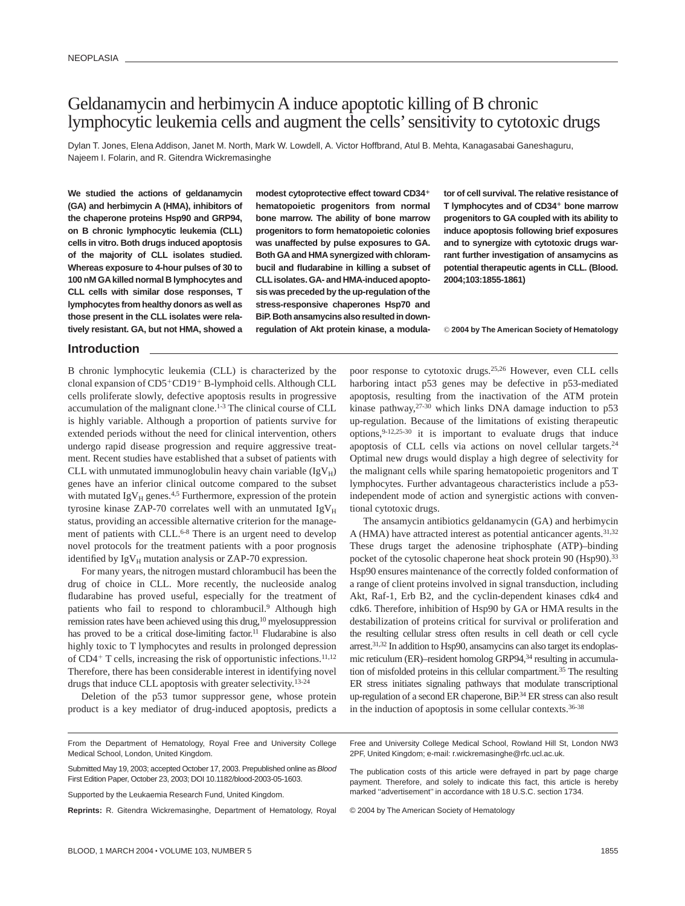# Geldanamycin and herbimycin A induce apoptotic killing of B chronic lymphocytic leukemia cells and augment the cells' sensitivity to cytotoxic drugs

Dylan T. Jones, Elena Addison, Janet M. North, Mark W. Lowdell, A. Victor Hoffbrand, Atul B. Mehta, Kanagasabai Ganeshaguru, Najeem I. Folarin, and R. Gitendra Wickremasinghe

**We studied the actions of geldanamycin (GA) and herbimycin A (HMA), inhibitors of the chaperone proteins Hsp90 and GRP94, on B chronic lymphocytic leukemia (CLL) cells in vitro. Both drugs induced apoptosis of the majority of CLL isolates studied. Whereas exposure to 4-hour pulses of 30 to 100 nM GA killed normal B lymphocytes and CLL cells with similar dose responses, T lymphocytes from healthy donors as well as those present in the CLL isolates were relatively resistant. GA, but not HMA, showed a modest cytoprotective effect toward CD34$^+$ hematopoietic progenitors from normal bone marrow. The ability of bone marrow progenitors to form hematopoietic colonies was unaffected by pulse exposures to GA. Both GA and HMA synergized with chlorambucil and fludarabine in killing a subset of CLL isolates. GA- and HMA-induced apoptosis was preceded by the up-regulation of the stress-responsive chaperones Hsp70 and BiP. Both ansamycins also resulted in down-regulation of Akt protein kinase, a modulator of cell survival. The relative resistance of T lymphocytes and of CD34$^+$ bone marrow progenitors to GA coupled with its ability to induce apoptosis following brief exposures and to synergize with cytotoxic drugs warrant further investigation of ansamycins as potential therapeutic agents in CLL. (Blood. 2004;103:1855-1861)**

© **2004 by The American Society of Hematology**

## Introduction

B chronic lymphocytic leukemia (CLL) is characterized by the clonal expansion of CD5$^+$CD19$^+$ B-lymphoid cells. Although CLL cells proliferate slowly, defective apoptosis results in progressive accumulation of the malignant clone.[1-3] The clinical course of CLL is highly variable. Although a proportion of patients survive for extended periods without the need for clinical intervention, others undergo rapid disease progression and require aggressive treatment. Recent studies have established that a subset of patients with CLL with unmutated immunoglobulin heavy chain variable ($IgV_H$) genes have an inferior clinical outcome compared to the subset with mutated $IgV_H$ genes.[4,5] Furthermore, expression of the protein tyrosine kinase ZAP-70 correlates well with an unmutated $IgV_H$ status, providing an accessible alternative criterion for the management of patients with CLL.[6-8] There is an urgent need to develop novel protocols for the treatment patients with a poor prognosis identified by $IgV_H$ mutation analysis or ZAP-70 expression.

For many years, the nitrogen mustard chlorambucil has been the drug of choice in CLL. More recently, the nucleoside analog fludarabine has proved useful, especially for the treatment of patients who fail to respond to chlorambucil.[9] Although high remission rates have been achieved using this drug,[10] myelosuppression has proved to be a critical dose-limiting factor.[11] Fludarabine is also highly toxic to T lymphocytes and results in prolonged depression of CD4$^+$ T cells, increasing the risk of opportunistic infections.[11,12] Therefore, there has been considerable interest in identifying novel drugs that induce CLL apoptosis with greater selectivity.[13-24]

Deletion of the p53 tumor suppressor gene, whose protein product is a key mediator of drug-induced apoptosis, predicts a poor response to cytotoxic drugs.[25,26] However, even CLL cells harboring intact p53 genes may be defective in p53-mediated apoptosis, resulting from the inactivation of the ATM protein kinase pathway,[27-30] which links DNA damage induction to p53 up-regulation. Because of the limitations of existing therapeutic options,[9-12,25-30] it is important to evaluate drugs that induce apoptosis of CLL cells via actions on novel cellular targets.[24] Optimal new drugs would display a high degree of selectivity for the malignant cells while sparing hematopoietic progenitors and T lymphocytes. Further advantageous characteristics include a p53-independent mode of action and synergistic actions with conventional cytotoxic drugs.

The ansamycin antibiotics geldanamycin (GA) and herbimycin A (HMA) have attracted interest as potential anticancer agents.[31,32] These drugs target the adenosine triphosphate (ATP)–binding pocket of the cytosolic chaperone heat shock protein 90 (Hsp90).[33] Hsp90 ensures maintenance of the correctly folded conformation of a range of client proteins involved in signal transduction, including Akt, Raf-1, Erb B2, and the cyclin-dependent kinases cdk4 and cdk6. Therefore, inhibition of Hsp90 by GA or HMA results in the destabilization of proteins critical for survival or proliferation and the resulting cellular stress often results in cell death or cell cycle arrest.[31,32] In addition to Hsp90, ansamycins can also target its endoplasmic reticulum (ER)–resident homolog GRP94,[34] resulting in accumulation of misfolded proteins in this cellular compartment.[35] The resulting ER stress initiates signaling pathways that modulate transcriptional up-regulation of a second ER chaperone, BiP.[34] ER stress can also result in the induction of apoptosis in some cellular contexts.[36-38]

From the Department of Hematology, Royal Free and University College Medical School, London, United Kingdom.

Submitted May 19, 2003; accepted October 17, 2003. Prepublished online as *Blood* First Edition Paper, October 23, 2003; DOI 10.1182/blood-2003-05-1603.

Supported by the Leukaemia Research Fund, United Kingdom.

**Reprints:** R. Gitendra Wickremasinghe, Department of Hematology, Royal Free and University College Medical School, Rowland Hill St, London NW3 2PF, United Kingdom; e-mail: r.wickremasinghe@rfc.ucl.ac.uk.

The publication costs of this article were defrayed in part by page charge payment. Therefore, and solely to indicate this fact, this article is hereby marked "advertisement" in accordance with 18 U.S.C. section 1734.

© 2004 by The American Society of Hematology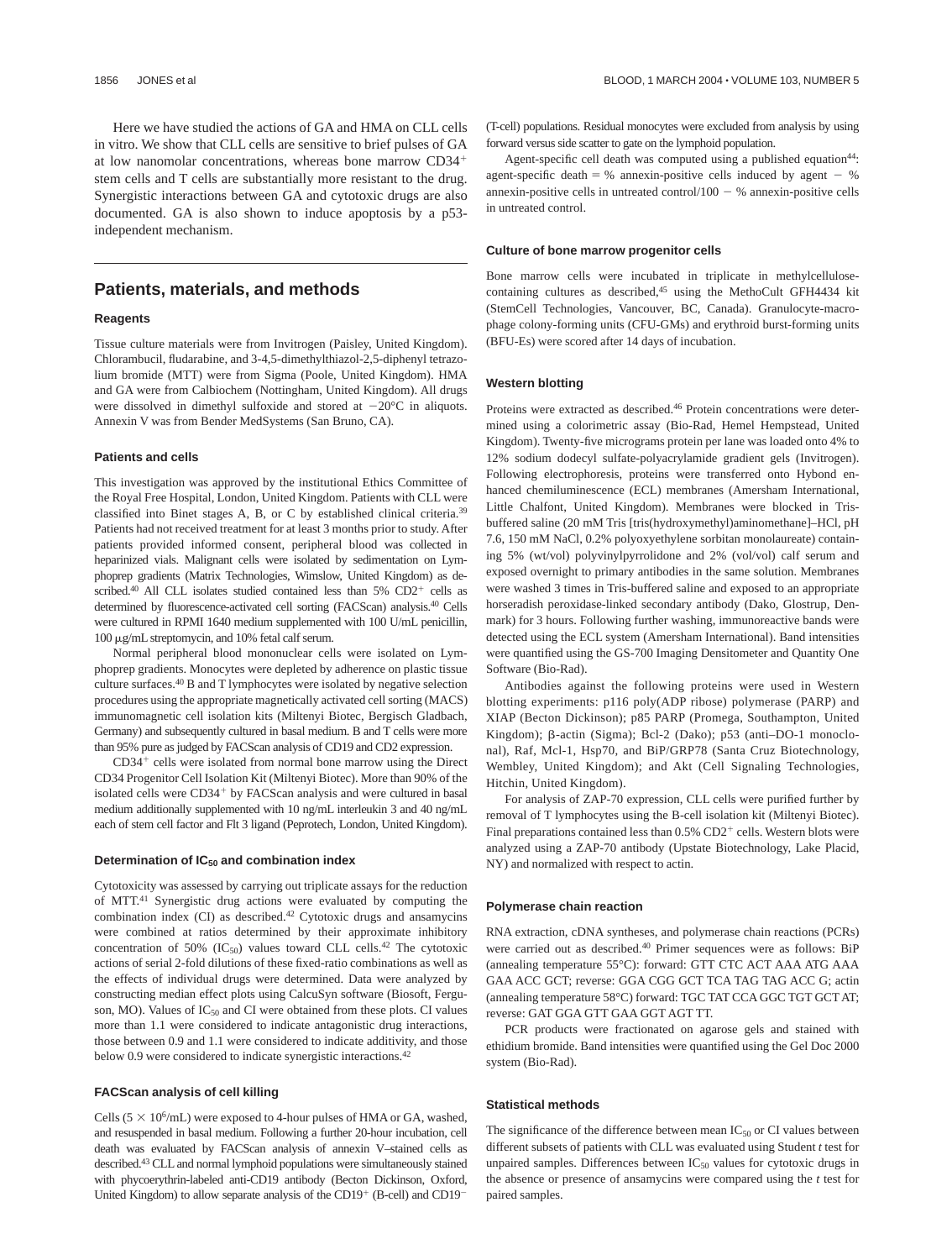Here we have studied the actions of GA and HMA on CLL cells in vitro. We show that CLL cells are sensitive to brief pulses of GA at low nanomolar concentrations, whereas bone marrow $CD34^+$ stem cells and T cells are substantially more resistant to the drug. Synergistic interactions between GA and cytotoxic drugs are also documented. GA is also shown to induce apoptosis by a p53-independent mechanism.

## Patients, materials, and methods

### Reagents

Tissue culture materials were from Invitrogen (Paisley, United Kingdom). Chlorambucil, fludarabine, and 3-4,5-dimethylthiazol-2,5-diphenyl tetrazolium bromide (MTT) were from Sigma (Poole, United Kingdom). HMA and GA were from Calbiochem (Nottingham, United Kingdom). All drugs were dissolved in dimethyl sulfoxide and stored at −20°C in aliquots. Annexin V was from Bender MedSystems (San Bruno, CA).

### Patients and cells

This investigation was approved by the institutional Ethics Committee of the Royal Free Hospital, London, United Kingdom. Patients with CLL were classified into Binet stages A, B, or C by established clinical criteria.[39] Patients had not received treatment for at least 3 months prior to study. After patients provided informed consent, peripheral blood was collected in heparinized vials. Malignant cells were isolated by sedimentation on Lymphoprep gradients (Matrix Technologies, Wimslow, United Kingdom) as described.[40] All CLL isolates studied contained less than 5% $CD2^+$ cells as determined by fluorescence-activated cell sorting (FACScan) analysis.[40] Cells were cultured in RPMI 1640 medium supplemented with 100 U/mL penicillin, 100 μg/mL streptomycin, and 10% fetal calf serum.

Normal peripheral blood mononuclear cells were isolated on Lymphoprep gradients. Monocytes were depleted by adherence on plastic tissue culture surfaces.[40] B and T lymphocytes were isolated by negative selection procedures using the appropriate magnetically activated cell sorting (MACS) immunomagnetic cell isolation kits (Miltenyi Biotec, Bergisch Gladbach, Germany) and subsequently cultured in basal medium. B and T cells were more than 95% pure as judged by FACScan analysis of CD19 and CD2 expression.

$CD34^+$ cells were isolated from normal bone marrow using the Direct CD34 Progenitor Cell Isolation Kit (Miltenyi Biotec). More than 90% of the isolated cells were $CD34^+$ by FACScan analysis and were cultured in basal medium additionally supplemented with 10 ng/mL interleukin 3 and 40 ng/mL each of stem cell factor and Flt 3 ligand (Peprotech, London, United Kingdom).

### Determination of $IC_{50}$ and combination index

Cytotoxicity was assessed by carrying out triplicate assays for the reduction of MTT.[41] Synergistic drug actions were evaluated by computing the combination index (CI) as described.[42] Cytotoxic drugs and ansamycins were combined at ratios determined by their approximate inhibitory concentration of 50% ($IC_{50}$) values toward CLL cells.[42] The cytotoxic actions of serial 2-fold dilutions of these fixed-ratio combinations as well as the effects of individual drugs were determined. Data were analyzed by constructing median effect plots using CalcuSyn software (Biosoft, Ferguson, MO). Values of $IC_{50}$ and CI were obtained from these plots. CI values more than 1.1 were considered to indicate antagonistic drug interactions, those between 0.9 and 1.1 were considered to indicate additivity, and those below 0.9 were considered to indicate synergistic interactions.[42]

### FACScan analysis of cell killing

Cells ($5 \times 10^6$/mL) were exposed to 4-hour pulses of HMA or GA, washed, and resuspended in basal medium. Following a further 20-hour incubation, cell death was evaluated by FACScan analysis of annexin V–stained cells as described.[43] CLL and normal lymphoid populations were simultaneously stained with phycoerythrin-labeled anti-CD19 antibody (Becton Dickinson, Oxford, United Kingdom) to allow separate analysis of the $CD19^+$ (B-cell) and $CD19^-$ (T-cell) populations. Residual monocytes were excluded from analysis by using forward versus side scatter to gate on the lymphoid population.

Agent-specific cell death was computed using a published equation[44]: agent-specific death = % annexin-positive cells induced by agent − % annexin-positive cells in untreated control/100 − % annexin-positive cells in untreated control.

### Culture of bone marrow progenitor cells

Bone marrow cells were incubated in triplicate in methylcellulose-containing cultures as described,[45] using the MethoCult GFH4434 kit (StemCell Technologies, Vancouver, BC, Canada). Granulocyte-macrophage colony-forming units (CFU-GMs) and erythroid burst-forming units (BFU-Es) were scored after 14 days of incubation.

### Western blotting

Proteins were extracted as described.[46] Protein concentrations were determined using a colorimetric assay (Bio-Rad, Hemel Hempstead, United Kingdom). Twenty-five micrograms protein per lane was loaded onto 4% to 12% sodium dodecyl sulfate-polyacrylamide gradient gels (Invitrogen). Following electrophoresis, proteins were transferred onto Hybond enhanced chemiluminescence (ECL) membranes (Amersham International, Little Chalfont, United Kingdom). Membranes were blocked in Tris-buffered saline (20 mM Tris [tris(hydroxymethyl)aminomethane]–HCl, pH 7.6, 150 mM NaCl, 0.2% polyoxyethylene sorbitan monolaureate) containing 5% (wt/vol) polyvinylpyrrolidone and 2% (vol/vol) calf serum and exposed overnight to primary antibodies in the same solution. Membranes were washed 3 times in Tris-buffered saline and exposed to an appropriate horseradish peroxidase-linked secondary antibody (Dako, Glostrup, Denmark) for 3 hours. Following further washing, immunoreactive bands were detected using the ECL system (Amersham International). Band intensities were quantified using the GS-700 Imaging Densitometer and Quantity One Software (Bio-Rad).

Antibodies against the following proteins were used in Western blotting experiments: p116 poly(ADP ribose) polymerase (PARP) and XIAP (Becton Dickinson); p85 PARP (Promega, Southampton, United Kingdom); β-actin (Sigma); Bcl-2 (Dako); p53 (anti–DO-1 monoclonal), Raf, Mcl-1, Hsp70, and BiP/GRP78 (Santa Cruz Biotechnology, Wembley, United Kingdom); and Akt (Cell Signaling Technologies, Hitchin, United Kingdom).

For analysis of ZAP-70 expression, CLL cells were purified further by removal of T lymphocytes using the B-cell isolation kit (Miltenyi Biotec). Final preparations contained less than 0.5% $CD2^+$ cells. Western blots were analyzed using a ZAP-70 antibody (Upstate Biotechnology, Lake Placid, NY) and normalized with respect to actin.

### Polymerase chain reaction

RNA extraction, cDNA syntheses, and polymerase chain reactions (PCRs) were carried out as described.[40] Primer sequences were as follows: BiP (annealing temperature 55°C): forward: GTT CTC ACT AAA ATG AAA GAA ACC GCT; reverse: GGA CGG GCT TCA TAG TAG ACC G; actin (annealing temperature 58°C) forward: TGC TAT CCA GGC TGT GCT AT; reverse: GAT GGA GTT GAA GGT AGT TT.

PCR products were fractionated on agarose gels and stained with ethidium bromide. Band intensities were quantified using the Gel Doc 2000 system (Bio-Rad).

### Statistical methods

The significance of the difference between mean $IC_{50}$ or CI values between different subsets of patients with CLL was evaluated using Student *t* test for unpaired samples. Differences between $IC_{50}$ values for cytotoxic drugs in the absence or presence of ansamycins were compared using the *t* test for paired samples.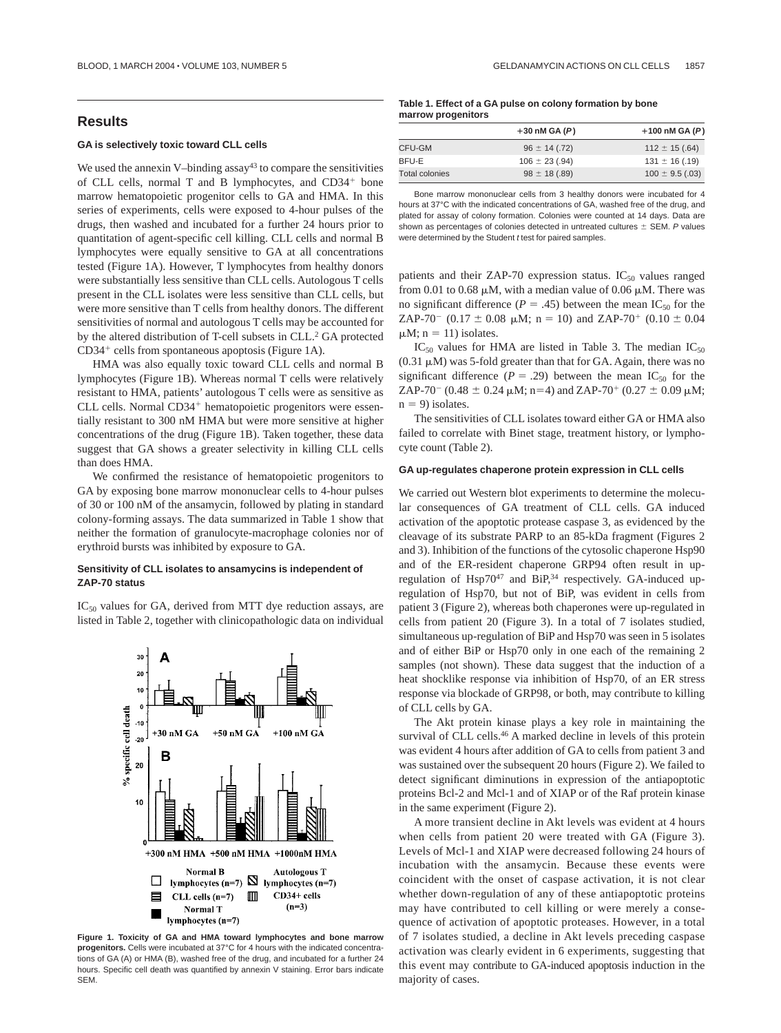## Results

### GA is selectively toxic toward CLL cells

We used the annexin V–binding assay[43] to compare the sensitivities of CLL cells, normal T and B lymphocytes, and $CD34^+$ bone marrow hematopoietic progenitor cells to GA and HMA. In this series of experiments, cells were exposed to 4-hour pulses of the drugs, then washed and incubated for a further 24 hours prior to quantitation of agent-specific cell killing. CLL cells and normal B lymphocytes were equally sensitive to GA at all concentrations tested (Figure 1A). However, T lymphocytes from healthy donors were substantially less sensitive than CLL cells. Autologous T cells present in the CLL isolates were less sensitive than CLL cells, but were more sensitive than T cells from healthy donors. The different sensitivities of normal and autologous T cells may be accounted for by the altered distribution of T-cell subsets in CLL.[2] GA protected $CD34^+$ cells from spontaneous apoptosis (Figure 1A).

HMA was also equally toxic toward CLL cells and normal B lymphocytes (Figure 1B). Whereas normal T cells were relatively resistant to HMA, patients' autologous T cells were as sensitive as CLL cells. Normal $CD34^+$ hematopoietic progenitors were essentially resistant to 300 nM HMA but were more sensitive at higher concentrations of the drug (Figure 1B). Taken together, these data suggest that GA shows a greater selectivity in killing CLL cells than does HMA.

We confirmed the resistance of hematopoietic progenitors to GA by exposing bone marrow mononuclear cells to 4-hour pulses of 30 or 100 nM of the ansamycin, followed by plating in standard colony-forming assays. The data summarized in Table 1 show that neither the formation of granulocyte-macrophage colonies nor of erythroid bursts was inhibited by exposure to GA.

### Sensitivity of CLL isolates to ansamycins is independent of ZAP-70 status

$IC_{50}$ values for GA, derived from MTT dye reduction assays, are listed in Table 2, together with clinicopathologic data on individual patients and their ZAP-70 expression status. $IC_{50}$ values ranged from 0.01 to 0.68 μM, with a median value of 0.06 μM. There was no significant difference ($P = .45$) between the mean $IC_{50}$ for the ZAP-70⁻ ($0.17 \pm 0.08$ μM; n = 10) and ZAP-70⁺ ($0.10 \pm 0.04$ μM; n = 11) isolates.

$IC_{50}$ values for HMA are listed in Table 3. The median $IC_{50}$ (0.31 μM) was 5-fold greater than that for GA. Again, there was no significant difference ($P = .29$) between the mean $IC_{50}$ for the ZAP-70⁻ ($0.48 \pm 0.24$ μM; n=4) and ZAP-70⁺ ($0.27 \pm 0.09$ μM; n = 9) isolates.

The sensitivities of CLL isolates toward either GA or HMA also failed to correlate with Binet stage, treatment history, or lymphocyte count (Table 2).

**Figure 1. Toxicity of GA and HMA toward lymphocytes and bone marrow progenitors.** Cells were incubated at 37°C for 4 hours with the indicated concentrations of GA (A) or HMA (B), washed free of the drug, and incubated for a further 24 hours. Specific cell death was quantified by annexin V staining. Error bars indicate SEM.

**Table 1. Effect of a GA pulse on colony formation by bone marrow progenitors**

| | +30 nM GA (*P*) | +100 nM GA (*P*) |
|---|---|---|
| CFU-GM | 96 ± 14 (.72) | 112 ± 15 (.64) |
| BFU-E | 106 ± 23 (.94) | 131 ± 16 (.19) |
| Total colonies | 98 ± 18 (.89) | 100 ± 9.5 (.03) |

Bone marrow mononuclear cells from 3 healthy donors were incubated for 4 hours at 37°C with the indicated concentrations of GA, washed free of the drug, and plated for assay of colony formation. Colonies were counted at 14 days. Data are shown as percentages of colonies detected in untreated cultures ± SEM. *P* values were determined by the Student *t* test for paired samples.

### GA up-regulates chaperone protein expression in CLL cells

We carried out Western blot experiments to determine the molecular consequences of GA treatment of CLL cells. GA induced activation of the apoptotic protease caspase 3, as evidenced by the cleavage of its substrate PARP to an 85-kDa fragment (Figures 2 and 3). Inhibition of the functions of the cytosolic chaperone Hsp90 and of the ER-resident chaperone GRP94 often result in up-regulation of Hsp70[47] and BiP,[34] respectively. GA-induced up-regulation of Hsp70, but not of BiP, was evident in cells from patient 3 (Figure 2), whereas both chaperones were up-regulated in cells from patient 20 (Figure 3). In a total of 7 isolates studied, simultaneous up-regulation of BiP and Hsp70 was seen in 5 isolates and of either BiP or Hsp70 only in one each of the remaining 2 samples (not shown). These data suggest that the induction of a heat shocklike response via inhibition of Hsp70, of an ER stress response via blockade of GRP98, or both, may contribute to killing of CLL cells by GA.

The Akt protein kinase plays a key role in maintaining the survival of CLL cells.[46] A marked decline in levels of this protein was evident 4 hours after addition of GA to cells from patient 3 and was sustained over the subsequent 20 hours (Figure 2). We failed to detect significant diminutions in expression of the antiapoptotic proteins Bcl-2 and Mcl-1 and of XIAP or of the Raf protein kinase in the same experiment (Figure 2).

A more transient decline in Akt levels was evident at 4 hours when cells from patient 20 were treated with GA (Figure 3). Levels of Mcl-1 and XIAP were decreased following 24 hours of incubation with the ansamycin. Because these events were coincident with the onset of caspase activation, it is not clear whether down-regulation of any of these antiapoptotic proteins may have contributed to cell killing or were merely a consequence of activation of apoptotic proteases. However, in a total of 7 isolates studied, a decline in Akt levels preceding caspase activation was clearly evident in 6 experiments, suggesting that this event may contribute to GA-induced apoptosis induction in the majority of cases.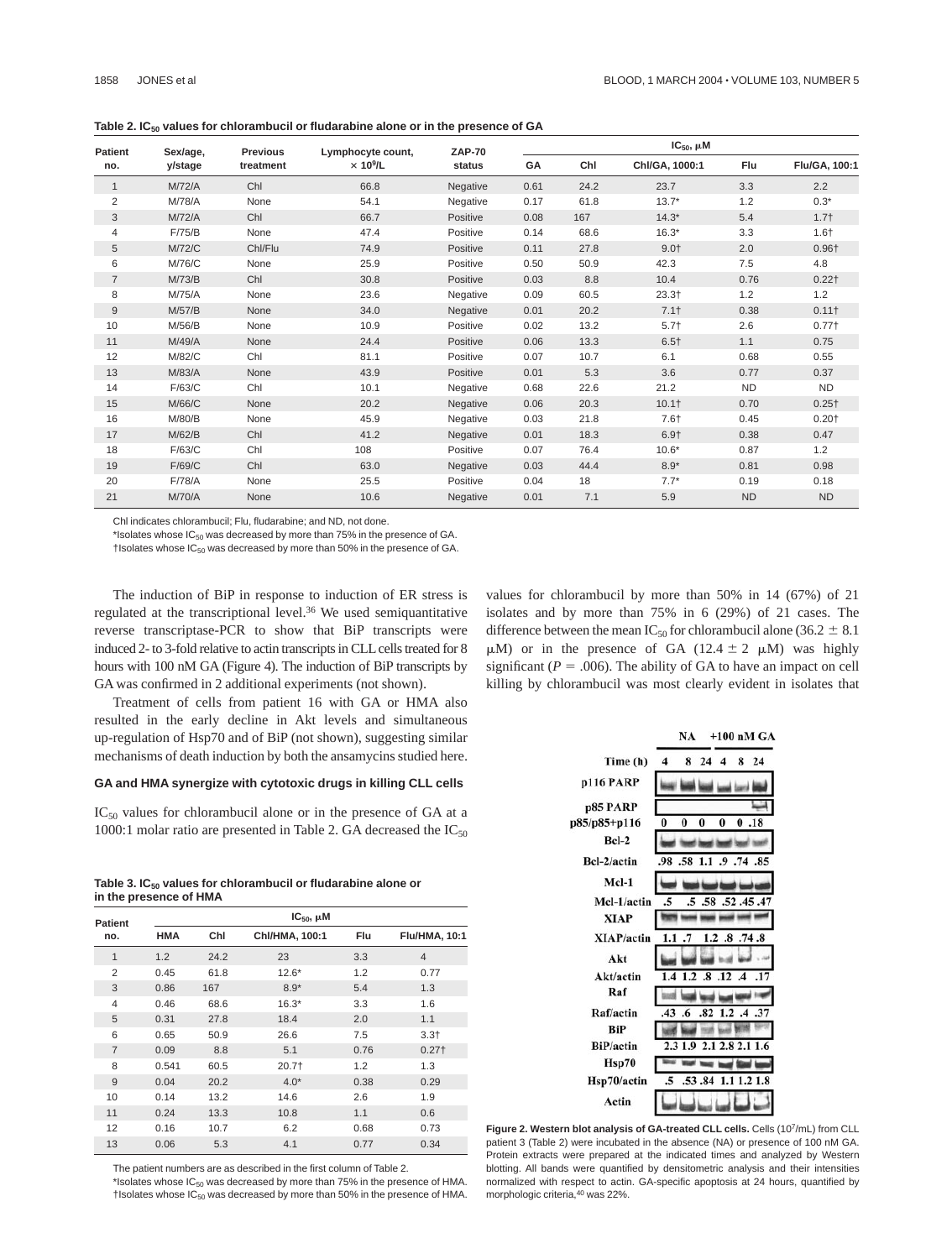**Table 2. $IC_{50}$ values for chlorambucil or fludarabine alone or in the presence of GA**

| Patient no. | Sex/age, y/stage | Previous treatment | Lymphocyte count, $\times 10^9$/L | ZAP-70 status | $IC_{50}$, μM | | | | |
|---|---|---|---|---|---|---|---|---|---|
| | | | | | GA | Chl | Chl/GA, 1000:1 | Flu | Flu/GA, 100:1 |
| 1 | M/72/A | Chl | 66.8 | Negative | 0.61 | 24.2 | 23.7 | 3.3 | 2.2 |
| 2 | M/78/A | None | 54.1 | Negative | 0.17 | 61.8 | 13.7* | 1.2 | 0.3* |
| 3 | M/72/A | Chl | 66.7 | Positive | 0.08 | 167 | 14.3* | 5.4 | 1.7† |
| 4 | F/75/B | None | 47.4 | Positive | 0.14 | 68.6 | 16.3* | 3.3 | 1.6† |
| 5 | M/72/C | Chl/Flu | 74.9 | Positive | 0.11 | 27.8 | 9.0† | 2.0 | 0.96† |
| 6 | M/76/C | None | 25.9 | Positive | 0.50 | 50.9 | 42.3 | 7.5 | 4.8 |
| 7 | M/73/B | Chl | 30.8 | Positive | 0.03 | 8.8 | 10.4 | 0.76 | 0.22† |
| 8 | M/75/A | None | 23.6 | Negative | 0.09 | 60.5 | 23.3† | 1.2 | 1.2 |
| 9 | M/57/B | None | 34.0 | Negative | 0.01 | 20.2 | 7.1† | 0.38 | 0.11† |
| 10 | M/56/B | None | 10.9 | Positive | 0.02 | 13.2 | 5.7† | 2.6 | 0.77† |
| 11 | M/49/A | None | 24.4 | Positive | 0.06 | 13.3 | 6.5† | 1.1 | 0.75 |
| 12 | M/82/C | Chl | 81.1 | Positive | 0.07 | 10.7 | 6.1 | 0.68 | 0.55 |
| 13 | M/83/A | None | 43.9 | Positive | 0.01 | 5.3 | 3.6 | 0.77 | 0.37 |
| 14 | F/63/C | Chl | 10.1 | Negative | 0.68 | 22.6 | 21.2 | ND | ND |
| 15 | M/66/C | None | 20.2 | Negative | 0.06 | 20.3 | 10.1† | 0.70 | 0.25† |
| 16 | M/80/B | None | 45.9 | Negative | 0.03 | 21.8 | 7.6† | 0.45 | 0.20† |
| 17 | M/62/B | Chl | 41.2 | Negative | 0.01 | 18.3 | 6.9† | 0.38 | 0.47 |
| 18 | F/63/C | Chl | 108 | Positive | 0.07 | 76.4 | 10.6* | 0.87 | 1.2 |
| 19 | F/69/C | Chl | 63.0 | Negative | 0.03 | 44.4 | 8.9* | 0.81 | 0.98 |
| 20 | F/78/A | None | 25.5 | Positive | 0.04 | 18 | 7.7* | 0.19 | 0.18 |
| 21 | M/70/A | None | 10.6 | Negative | 0.01 | 7.1 | 5.9 | ND | ND |

Chl indicates chlorambucil; Flu, fludarabine; and ND, not done.

*Isolates whose $IC_{50}$ was decreased by more than 75% in the presence of GA.

†Isolates whose $IC_{50}$ was decreased by more than 50% in the presence of GA.

The induction of BiP in response to induction of ER stress is regulated at the transcriptional level.[36] We used semiquantitative reverse transcriptase-PCR to show that BiP transcripts were induced 2- to 3-fold relative to actin transcripts in CLL cells treated for 8 hours with 100 nM GA (Figure 4). The induction of BiP transcripts by GA was confirmed in 2 additional experiments (not shown).

Treatment of cells from patient 16 with GA or HMA also resulted in the early decline in Akt levels and simultaneous up-regulation of Hsp70 and of BiP (not shown), suggesting similar mechanisms of death induction by both the ansamycins studied here.

### GA and HMA synergize with cytotoxic drugs in killing CLL cells

$IC_{50}$ values for chlorambucil alone or in the presence of GA at a 1000:1 molar ratio are presented in Table 2. GA decreased the $IC_{50}$ values for chlorambucil by more than 50% in 14 (67%) of 21 isolates and by more than 75% in 6 (29%) of 21 cases. The difference between the mean $IC_{50}$ for chlorambucil alone (36.2 ± 8.1 μM) or in the presence of GA (12.4 ± 2 μM) was highly significant ($P = .006$). The ability of GA to have an impact on cell killing by chlorambucil was most clearly evident in isolates that

**Table 3. $IC_{50}$ values for chlorambucil or fludarabine alone or in the presence of HMA**

| Patient no. | $IC_{50}$, μM | | | | |
|---|---|---|---|---|---|
| | HMA | Chl | Chl/HMA, 100:1 | Flu | Flu/HMA, 10:1 |
| 1 | 1.2 | 24.2 | 23 | 3.3 | 4 |
| 2 | 0.45 | 61.8 | 12.6* | 1.2 | 0.77 |
| 3 | 0.86 | 167 | 8.9* | 5.4 | 1.3 |
| 4 | 0.46 | 68.6 | 16.3* | 3.3 | 1.6 |
| 5 | 0.31 | 27.8 | 18.4 | 2.0 | 1.1 |
| 6 | 0.65 | 50.9 | 26.6 | 7.5 | 3.3† |
| 7 | 0.09 | 8.8 | 5.1 | 0.76 | 0.27† |
| 8 | 0.541 | 60.5 | 20.7† | 1.2 | 1.3 |
| 9 | 0.04 | 20.2 | 4.0* | 0.38 | 0.29 |
| 10 | 0.14 | 13.2 | 14.6 | 2.6 | 1.9 |
| 11 | 0.24 | 13.3 | 10.8 | 1.1 | 0.6 |
| 12 | 0.16 | 10.7 | 6.2 | 0.68 | 0.73 |
| 13 | 0.06 | 5.3 | 4.1 | 0.77 | 0.34 |

The patient numbers are as described in the first column of Table 2.

*Isolates whose $IC_{50}$ was decreased by more than 75% in the presence of HMA.

†Isolates whose $IC_{50}$ was decreased by more than 50% in the presence of HMA.

| | NA | | | +100 nM GA | | |
|---|---|---|---|---|---|---|
| Time (h) | 4 | 8 | 24 | 4 | 8 | 24 |
| p85/p85+p116 | 0 | 0 | 0 | 0 | 0 | .18 |
| Bcl-2/actin | .98 | .58 | 1.1 | .9 | .74 | .85 |
| Mcl-1/actin | .5 | | .5 | .58 | .52 .45 | .47 |
| XIAP/actin | 1.1 | .7 | | 1.2 | .8 .74 | .8 |
| Akt/actin | 1.4 | 1.2 | .8 | .12 | .4 | .17 |
| Raf/actin | .43 | .6 | .82 | 1.2 | .4 | .37 |
| BiP/actin | 2.3 | 1.9 | 2.1 | 2.8 | 2.1 | 1.6 |
| Hsp70/actin | .5 | .53 | .84 | 1.1 | 1.2 | 1.8 |

**Figure 2. Western blot analysis of GA-treated CLL cells.** Cells ($10^7$/mL) from CLL patient 3 (Table 2) were incubated in the absence (NA) or presence of 100 nM GA. Protein extracts were prepared at the indicated times and analyzed by Western blotting. All bands were quantified by densitometric analysis and their intensities normalized with respect to actin. GA-specific apoptosis at 24 hours, quantified by morphologic criteria,[40] was 22%.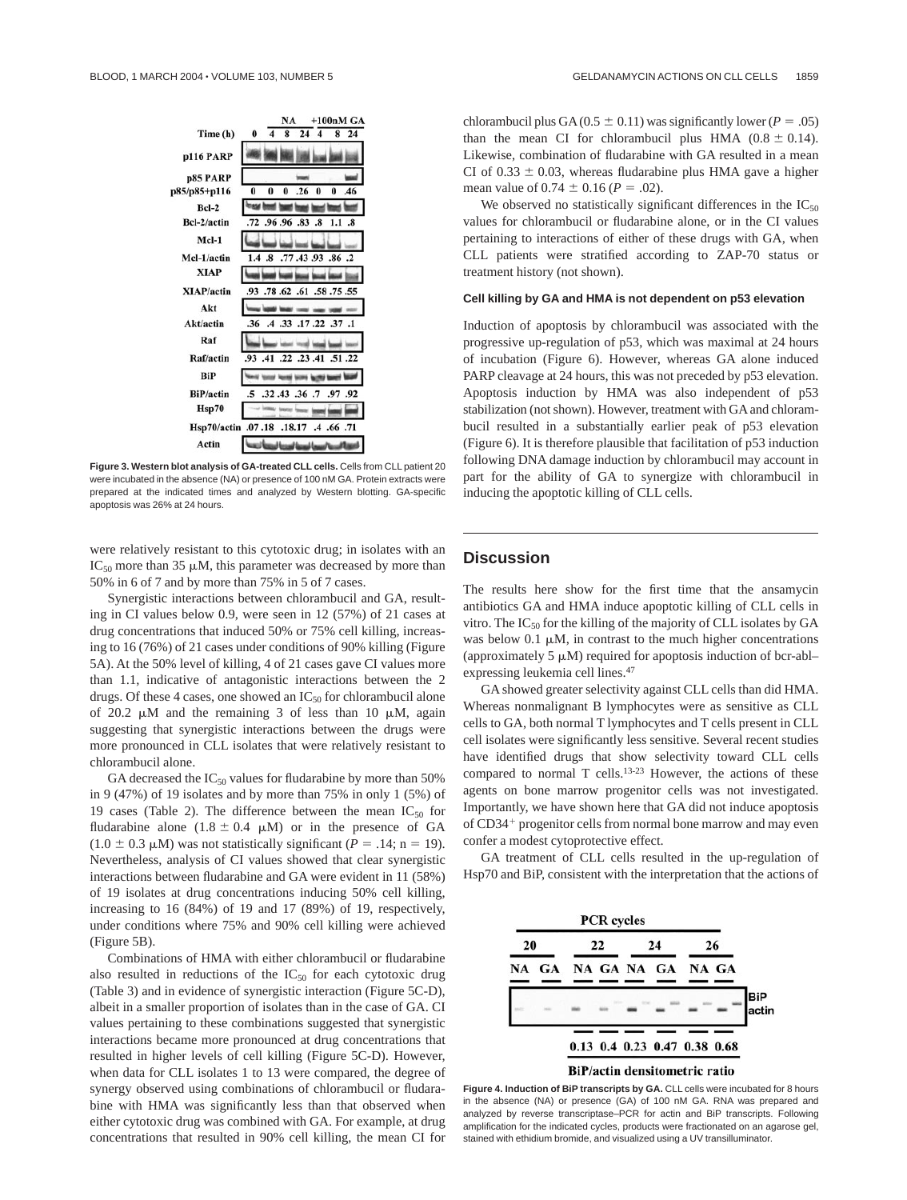Figure 3. Western blot analysis of GA-treated CLL cells. Cells from CLL patient 20 were incubated in the absence (NA) or presence of 100 nM GA. Protein extracts were prepared at the indicated times and analyzed by Western blotting. GA-specific apoptosis was 26% at 24 hours.

were relatively resistant to this cytotoxic drug; in isolates with an $IC_{50}$ more than 35 μM, this parameter was decreased by more than 50% in 6 of 7 and by more than 75% in 5 of 7 cases.

Synergistic interactions between chlorambucil and GA, resulting in CI values below 0.9, were seen in 12 (57%) of 21 cases at drug concentrations that induced 50% or 75% cell killing, increasing to 16 (76%) of 21 cases under conditions of 90% killing (Figure 5A). At the 50% level of killing, 4 of 21 cases gave CI values more than 1.1, indicative of antagonistic interactions between the 2 drugs. Of these 4 cases, one showed an $IC_{50}$ for chlorambucil alone of 20.2 μM and the remaining 3 of less than 10 μM, again suggesting that synergistic interactions between the drugs were more pronounced in CLL isolates that were relatively resistant to chlorambucil alone.

GA decreased the $IC_{50}$ values for fludarabine by more than 50% in 9 (47%) of 19 isolates and by more than 75% in only 1 (5%) of 19 cases (Table 2). The difference between the mean $IC_{50}$ for fludarabine alone (1.8 ± 0.4 μM) or in the presence of GA (1.0 ± 0.3 μM) was not statistically significant ($P = .14$; n = 19). Nevertheless, analysis of CI values showed that clear synergistic interactions between fludarabine and GA were evident in 11 (58%) of 19 isolates at drug concentrations inducing 50% cell killing, increasing to 16 (84%) of 19 and 17 (89%) of 19, respectively, under conditions where 75% and 90% cell killing were achieved (Figure 5B).

Combinations of HMA with either chlorambucil or fludarabine also resulted in reductions of the $IC_{50}$ for each cytotoxic drug (Table 3) and in evidence of synergistic interaction (Figure 5C-D), albeit in a smaller proportion of isolates than in the case of GA. CI values pertaining to these combinations suggested that synergistic interactions became more pronounced at drug concentrations that resulted in higher levels of cell killing (Figure 5C-D). However, when data for CLL isolates 1 to 13 were compared, the degree of synergy observed using combinations of chlorambucil or fludarabine with HMA was significantly less than that observed when either cytotoxic drug was combined with GA. For example, at drug concentrations that resulted in 90% cell killing, the mean CI for chlorambucil plus GA (0.5 ± 0.11) was significantly lower ($P = .05$) than the mean CI for chlorambucil plus HMA (0.8 ± 0.14). Likewise, combination of fludarabine with GA resulted in a mean CI of 0.33 ± 0.03, whereas fludarabine plus HMA gave a higher mean value of 0.74 ± 0.16 ($P = .02$).

We observed no statistically significant differences in the $IC_{50}$ values for chlorambucil or fludarabine alone, or in the CI values pertaining to interactions of either of these drugs with GA, when CLL patients were stratified according to ZAP-70 status or treatment history (not shown).

### Cell killing by GA and HMA is not dependent on p53 elevation

Induction of apoptosis by chlorambucil was associated with the progressive up-regulation of p53, which was maximal at 24 hours of incubation (Figure 6). However, whereas GA alone induced PARP cleavage at 24 hours, this was not preceded by p53 elevation. Apoptosis induction by HMA was also independent of p53 stabilization (not shown). However, treatment with GA and chlorambucil resulted in a substantially earlier peak of p53 elevation (Figure 6). It is therefore plausible that facilitation of p53 induction following DNA damage induction by chlorambucil may account in part for the ability of GA to synergize with chlorambucil in inducing the apoptotic killing of CLL cells.

## Discussion

The results here show for the first time that the ansamycin antibiotics GA and HMA induce apoptotic killing of CLL cells in vitro. The $IC_{50}$ for the killing of the majority of CLL isolates by GA was below 0.1 μM, in contrast to the much higher concentrations (approximately 5 μM) required for apoptosis induction of bcr-abl–expressing leukemia cell lines.[47]

GA showed greater selectivity against CLL cells than did HMA. Whereas nonmalignant B lymphocytes were as sensitive as CLL cells to GA, both normal T lymphocytes and T cells present in CLL cell isolates were significantly less sensitive. Several recent studies have identified drugs that show selectivity toward CLL cells compared to normal T cells.[13-23] However, the actions of these agents on bone marrow progenitor cells was not investigated. Importantly, we have shown here that GA did not induce apoptosis of $CD34^+$ progenitor cells from normal bone marrow and may even confer a modest cytoprotective effect.

GA treatment of CLL cells resulted in the up-regulation of Hsp70 and BiP, consistent with the interpretation that the actions of

Figure 4. Induction of BiP transcripts by GA. CLL cells were incubated for 8 hours in the absence (NA) or presence (GA) of 100 nM GA. RNA was prepared and analyzed by reverse transcriptase–PCR for actin and BiP transcripts. Following amplification for the indicated cycles, products were fractionated on an agarose gel, stained with ethidium bromide, and visualized using a UV transilluminator.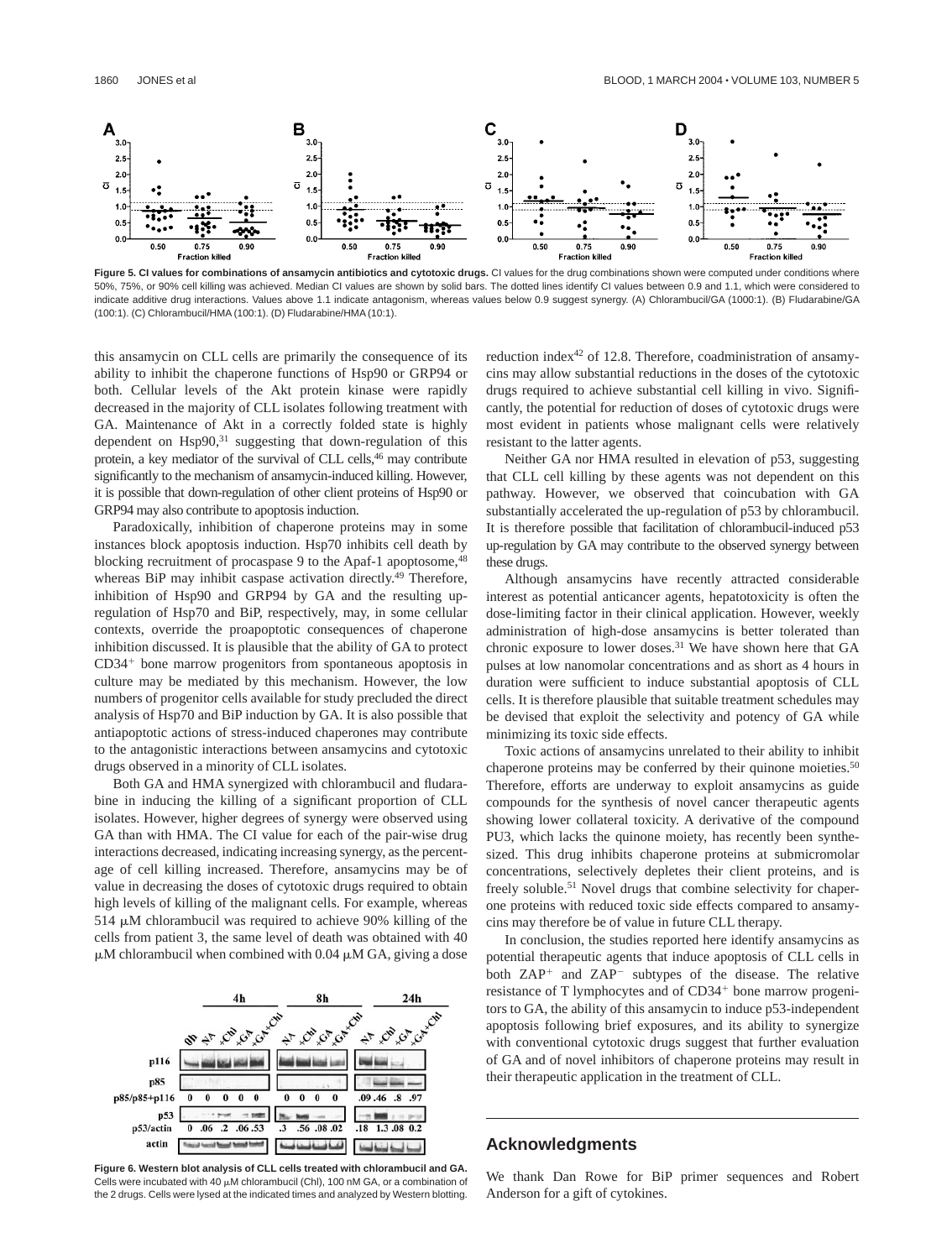**Figure 5. CI values for combinations of ansamycin antibiotics and cytotoxic drugs.** CI values for the drug combinations shown were computed under conditions where 50%, 75%, or 90% cell killing was achieved. Median CI values are shown by solid bars. The dotted lines identify CI values between 0.9 and 1.1, which were considered to indicate additive drug interactions. Values above 1.1 indicate antagonism, whereas values below 0.9 suggest synergy. (A) Chlorambucil/GA (1000:1). (B) Fludarabine/GA (100:1). (C) Chlorambucil/HMA (100:1). (D) Fludarabine/HMA (10:1).

this ansamycin on CLL cells are primarily the consequence of its ability to inhibit the chaperone functions of Hsp90 or GRP94 or both. Cellular levels of the Akt protein kinase were rapidly decreased in the majority of CLL isolates following treatment with GA. Maintenance of Akt in a correctly folded state is highly dependent on Hsp90,[31] suggesting that down-regulation of this protein, a key mediator of the survival of CLL cells,[46] may contribute significantly to the mechanism of ansamycin-induced killing. However, it is possible that down-regulation of other client proteins of Hsp90 or GRP94 may also contribute to apoptosis induction.

Paradoxically, inhibition of chaperone proteins may in some instances block apoptosis induction. Hsp70 inhibits cell death by blocking recruitment of procaspase 9 to the Apaf-1 apoptosome,[48] whereas BiP may inhibit caspase activation directly.[49] Therefore, inhibition of Hsp90 and GRP94 by GA and the resulting up-regulation of Hsp70 and BiP, respectively, may, in some cellular contexts, override the proapoptotic consequences of chaperone inhibition discussed. It is plausible that the ability of GA to protect $CD34^+$ bone marrow progenitors from spontaneous apoptosis in culture may be mediated by this mechanism. However, the low numbers of progenitor cells available for study precluded the direct analysis of Hsp70 and BiP induction by GA. It is also possible that antiapoptotic actions of stress-induced chaperones may contribute to the antagonistic interactions between ansamycins and cytotoxic drugs observed in a minority of CLL isolates.

Both GA and HMA synergized with chlorambucil and fludarabine in inducing the killing of a significant proportion of CLL isolates. However, higher degrees of synergy were observed using GA than with HMA. The CI value for each of the pair-wise drug interactions decreased, indicating increasing synergy, as the percentage of cell killing increased. Therefore, ansamycins may be of value in decreasing the doses of cytotoxic drugs required to obtain high levels of killing of the malignant cells. For example, whereas 514 μM chlorambucil was required to achieve 90% killing of the cells from patient 3, the same level of death was obtained with 40 μM chlorambucil when combined with 0.04 μM GA, giving a dose reduction index[42] of 12.8. Therefore, coadministration of ansamycins may allow substantial reductions in the doses of the cytotoxic drugs required to achieve substantial cell killing in vivo. Significantly, the potential for reduction of doses of cytotoxic drugs were most evident in patients whose malignant cells were relatively resistant to the latter agents.

**Figure 6. Western blot analysis of CLL cells treated with chlorambucil and GA.** Cells were incubated with 40 μM chlorambucil (Chl), 100 nM GA, or a combination of the 2 drugs. Cells were lysed at the indicated times and analyzed by Western blotting.

Neither GA nor HMA resulted in elevation of p53, suggesting that CLL cell killing by these agents was not dependent on this pathway. However, we observed that coincubation with GA substantially accelerated the up-regulation of p53 by chlorambucil. It is therefore possible that facilitation of chlorambucil-induced p53 up-regulation by GA may contribute to the observed synergy between these drugs.

Although ansamycins have recently attracted considerable interest as potential anticancer agents, hepatotoxicity is often the dose-limiting factor in their clinical application. However, weekly administration of high-dose ansamycins is better tolerated than chronic exposure to lower doses.[31] We have shown here that GA pulses at low nanomolar concentrations and as short as 4 hours in duration were sufficient to induce substantial apoptosis of CLL cells. It is therefore plausible that suitable treatment schedules may be devised that exploit the selectivity and potency of GA while minimizing its toxic side effects.

Toxic actions of ansamycins unrelated to their ability to inhibit chaperone proteins may be conferred by their quinone moieties.[50] Therefore, efforts are underway to exploit ansamycins as guide compounds for the synthesis of novel cancer therapeutic agents showing lower collateral toxicity. A derivative of the compound PU3, which lacks the quinone moiety, has recently been synthesized. This drug inhibits chaperone proteins at submicromolar concentrations, selectively depletes their client proteins, and is freely soluble.[51] Novel drugs that combine selectivity for chaperone proteins with reduced toxic side effects compared to ansamycins may therefore be of value in future CLL therapy.

In conclusion, the studies reported here identify ansamycins as potential therapeutic agents that induce apoptosis of CLL cells in both $ZAP^+$ and $ZAP^-$ subtypes of the disease. The relative resistance of T lymphocytes and of $CD34^+$ bone marrow progenitors to GA, the ability of this ansamycin to induce p53-independent apoptosis following brief exposures, and its ability to synergize with conventional cytotoxic drugs suggest that further evaluation of GA and of novel inhibitors of chaperone proteins may result in their therapeutic application in the treatment of CLL.

## Acknowledgments

We thank Dan Rowe for BiP primer sequences and Robert Anderson for a gift of cytokines.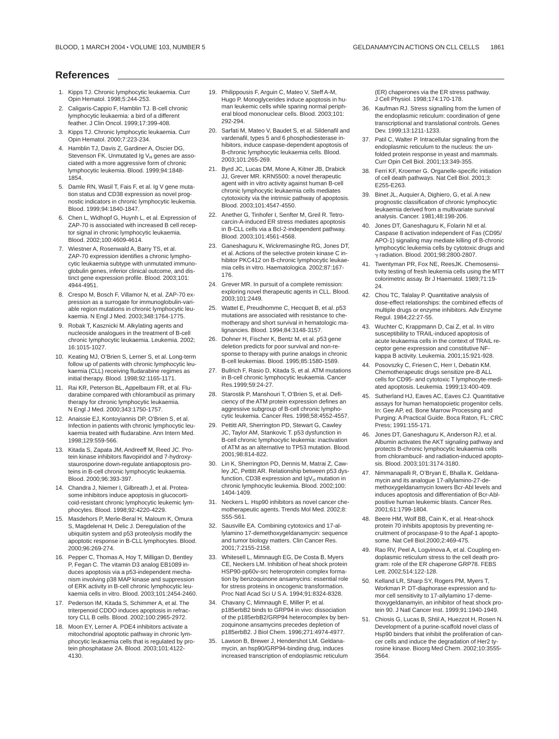## References

1. Kipps TJ. Chronic lymphocytic leukaemia. Curr Opin Hematol. 1998;5:244-253.
2. Caligaris-Cappio F, Hamblin TJ. B-cell chronic lymphocytic leukaemia: a bird of a different feather. J Clin Oncol. 1999;17:399-408.
3. Kipps TJ. Chronic lymphocytic leukaemia. Curr Opin Hematol. 2000;7:223-234.
4. Hamblin TJ, Davis Z, Gardiner A, Oscier DG, Stevenson FK. Unmutated Ig $V_H$ genes are associated with a more aggressive form of chronic lymphocytic leukemia. Blood. 1999;94:1848-1854.
5. Damle RN, Wasil T, Fais F, et al. Ig V gene mutation status and CD38 expression as novel prognostic indicators in chronic lymphocytic leukemia. Blood. 1999;94:1840-1847.
6. Chen L, Widhopf G, Huynh L, et al. Expression of ZAP-70 is associated with increased B cell receptor signal in chronic lymphocytic leukaemia. Blood. 2002;100:4609-4614.
7. Wiestner A, Rosenwald A, Barry TS, et al. ZAP-70 expression identifies a chronic lymphocytic leukaemia subtype with unmutated immunoglobulin genes, inferior clinical outcome, and distinct gene expression profile. Blood. 2003;101: 4944-4951.
8. Crespo M, Bosch F, Villamor N, et al. ZAP-70 expression as a surrogate for immunoglobulin-variable region mutations in chronic lymphocytic leukaemia. N Engl J Med. 2003;348:1764-1775.
9. Robak T, Kasznicki M. Alkylating agents and nucleoside analogues in the treatment of B-cell chronic lymphocytic leukaemia. Leukemia. 2002; 16:1015-1027.
10. Keating MJ, O'Brien S, Lerner S, et al. Long-term follow up of patients with chronic lymphocytic leukaemia (CLL) receiving fludarabine regimes as initial therapy. Blood. 1998;92:1165-1171.
11. Rai KR, Peterson BL, Appelbaum FR, et al. Fludarabine compared with chlorambucil as primary therapy for chronic lymphocytic leukaemia. N Engl J Med. 2000;343:1750-1757.
12. Anaissie EJ, Kontoyiannis DP, O'Brien S, et al. Infection in patients with chronic lymphocytic leukaemia treated with fludarabine. Ann Intern Med. 1998;129:559-566.
13. Kitada S, Zapata JM, Andreeff M, Reed JC. Protein kinase inhibitors flavopiridol and 7-hydroxy-staurosporine down-regulate antiapoptosis proteins in B-cell chronic lymphocytic leukaemia. Blood. 2000;96:393-397.
14. Chandra J, Niemer I, Gilbreath J, et al. Proteasome inhibitors induce apoptosis in glucocorticoid-resistant chronic lymphocytic leukemic lymphocytes. Blood. 1998;92:4220-4229.
15. Masdehors P, Merle-Beral H, Maloum K, Omura S, Magdelenat H, Delic J. Deregulation of the ubiquitin system and p53 proteolysis modify the apoptotic response in B-CLL lymphocytes. Blood. 2000;96:269-274.
16. Pepper C, Thomas A, Hoy T, Milligan D, Bentley P, Fegan C. The vitamin D3 analog EB1089 induces apoptosis via a p53-independent mechanism involving p38 MAP kinase and suppression of ERK activity in B-cell chronic lymphocytic leukaemia cells in vitro. Blood. 2003;101:2454-2460.
17. Pederson IM, Kitada S, Schimmer A, et al. The triterpenoid CDDO induces apoptosis in refractory CLL B cells. Blood. 2002;100:2965-2972.
18. Moon EY, Lerner A. PDE4 inhibitors activate a mitochondrial apoptotic pathway in chronic lymphocytic leukaemia cells that is regulated by protein phosphatase 2A. Blood. 2003;101:4122-4130.
19. Philippousis F, Arguin C, Mateo V, Steff A-M, Hugo P. Monoglycerides induce apoptosis in human leukemic cells while sparing normal peripheral blood mononuclear cells. Blood. 2003;101: 292-294.
20. Sarfati M, Mateo V, Baudet S, et al. Sildenafil and vardenafil, types 5 and 6 phosphodiesterase inhibitors, induce caspase-dependent apoptosis of B-chronic lymphocytic leukaemia cells. Blood. 2003;101:265-269.
21. Byrd JC, Lucas DM, Mone A, Kitner JB, Drabick JJ, Grever MR. KRN5500: a novel therapeutic agent with in vitro activity against human B-cell chronic lymphocytic leukaemia cells mediates cytotoxicity via the intrinsic pathway of apoptosis. Blood. 2003;101:4547-4550.
22. Anether G, Tinhofer I, Senfter M, Greil R. Tetrocarcin-A-induced ER stress mediates apoptosis in B-CLL cells via a Bcl-2-independent pathway. Blood. 2003;101:4561-4568.
23. Ganeshaguru K, Wickremasinghe RG, Jones DT, et al. Actions of the selective protein kinase C inhibitor PKC412 on B-chronic lymphocytic leukaemia cells in vitro. Haematologica. 2002;87:167-176.
24. Grever MR. In pursuit of a complete remission: exploring novel therapeutic agents in CLL. Blood. 2003;101:2449.
25. Wattel E, Preudhomme C, Hecquet B, et al. p53 mutations are associated with resistance to chemotherapy and short survival in hematologic malignancies. Blood. 1994;84:3148-3157.
26. Dohner H, Fischer K, Bentz M, et al. p53 gene deletion predicts for poor survival and non-response to therapy with purine analogs in chronic B-cell leukemias. Blood. 1995;85:1580-1589.
27. Bullrich F, Rasio D, Kitada S, et al. ATM mutations in B-cell chronic lymphocytic leukaemia. Cancer Res.1999;59:24-27.
28. Starostik P, Manshouri T, O'Brien S, et al. Deficiency of the ATM protein expression defines an aggressive subgroup of B-cell chronic lymphocytic leukemia. Cancer Res. 1998;58:4552-4557.
29. Pettitt AR, Sherrington PD, Stewart G, Cawley JC, Taylor AM, Stankovic T. p53 dysfunction in B-cell chronic lymphocytic leukemia: inactivation of ATM as an alternative to TP53 mutation. Blood. 2001;98:814-822.
30. Lin K, Sherrington PD, Dennis M, Matrai Z, Cawley JC, Pettitt AR. Relationship between p53 dysfunction, CD38 expression and $IgV_H$ mutation in chronic lymphocytic leukemia. Blood. 2002;100: 1404-1409.
31. Neckers L. Hsp90 inhibitors as novel cancer chemotherapeutic agents. Trends Mol Med. 2002;8: S55-S61.
32. Sausville EA. Combining cytotoxics and 17-allylamino 17-demethoxygeldanamycin: sequence and tumor biology matters. Clin Cancer Res. 2001;7:2155-2158.
33. Whitesell L, Mimnaugh EG, De Costa B, Myers CE, Neckers LM. Inhibition of heat shock protein HSP90-pp60v-src heteroprotein complex formation by benzoquinone ansamycins: essential role for stress proteins in oncogenic transformation. Proc Natl Acad Sci U S A. 1994;91:8324-8328.
34. Chavany C, Mimnaugh E, Miller P, et al. p185erbB2 binds to GRP94 in vivo: dissociation of the p185erbB2/GRP94 heterocomplex by benzoquinone ansamycins precedes depletion of p185erbB2. J Biol Chem. 1996;271:4974-4977.
35. Lawson B, Brewer J, Hendershot LM. Geldanamycin, an hsp90/GRP94-binding drug, induces increased transcription of endoplasmic reticulum (ER) chaperones via the ER stress pathway. J Cell Physiol. 1998;174:170-178.
36. Kaufman RJ. Stress signalling from the lumen of the endoplasmic reticulum: coordination of gene transcriptional and translational controls. Genes Dev. 1999;13:1211-1233.
37. Patil C, Walter P. Intracellular signaling from the endoplasmic reticulum to the nucleus: the unfolded protein response in yeast and mammals. Curr Opin Cell Biol. 2001;13:349-355.
38. Ferri KF, Kroemer G. Organelle-specific initiation of cell death pathways. Nat Cell Biol. 2001;3: E255-E263.
39. Binet JL, Auquier A, Dighiero, G, et al. A new prognostic classification of chronic lymphocytic leukaemia derived from a multivariate survival analysis. Cancer. 1981;48:198-206.
40. Jones DT, Ganeshaguru K, Folarin NI et al. Caspase 8 activation independent of Fas (CD95/APO-1) signaling may mediate killing of B-chronic lymphocytic leukemia cells by cytotoxic drugs and $\gamma$ radiation. Blood. 2001;98:2800-2807.
41. Twentyman PR, Fox NE, ReesJK. Chemosensitivity testing of fresh leukemia cells using the MTT colorimetric assay. Br J Haematol. 1989;71:19-24.
42. Chou TC, Talalay P. Quantitative analysis of dose-effect relationships: the combined effects of multiple drugs or enzyme inhibitors. Adv Enzyme Regul. 1984;22:27-55.
43. Wuchter C, Krappmann D, Cai Z, et al. In vitro susceptibility to TRAIL-induced apoptosis of acute leukaemia cells in the context of TRAIL receptor gene expression and constitutive NF-kappa B activity. Leukemia. 2001;15:921-928.
44. Posovszky C, Friesen C, Herr I, Debatin KM. Chemotherapeutic drugs sensitize pre-B ALL cells for CD95- and cytotoxic T lymphocyte-mediated apoptosis. Leukemia. 1999;13:400-409.
45. Sutherland HJ, Eaves AC, Eaves CJ. Quantitative assays for human hematopoietic progenitor cells. In: Gee AP, ed. Bone Marrow Processing and Purging: A Practical Guide. Boca Raton, FL: CRC Press; 1991:155-171.
46. Jones DT, Ganeshaguru K, Anderson RJ, et al. Albumin activates the AKT signaling pathway and protects B-chronic lymphocytic leukaemia cells from chlorambucil- and radiation-induced apoptosis. Blood. 2003;101:3174-3180.
47. Nimmanapalli R, O'Bryan E, Bhalla K. Geldanamycin and its analogue 17-allylamino-27-demethoxygeldanamycin lowers Bcr-Abl levels and induces apoptosis and differentiation of Bcr-Abl-positive human leukemic blasts. Cancer Res. 2001;61:1799-1804.
48. Beere HM, Wolf BB, Cain K, et al. Heat-shock protein 70 inhibits apoptosis by preventing recruitment of procaspase-9 to the Apaf-1 apoptosome. Nat Cell Biol.2000;2:469-475.
49. Rao RV, Peel A, Logvinova A, et al. Coupling endoplasmic reticulum stress to the cell death program: role of the ER chaperone GRP78. FEBS Lett. 2002;514:122-128.
50. Kelland LR, Sharp SY, Rogers PM, Myers TG, Workman P. DT-diaphorase expression and tumor cell sensitivity to 17-allylamino 17-demethoxygeldanamyin, an inhibitor of heat shock protein 90. J Natl Cancer Inst. 1999;91:1940-1949.
51. Chiosis G, Lucas B, Shtil A, Huezzot H, Rosen N. Development of a purine-scaffold novel class of Hsp90 binders that inhibit the proliferation of cancer cells and induce the degradation of Her2 tyrosine kinase. Bioorg Med Chem. 2002;10:3555-3564.